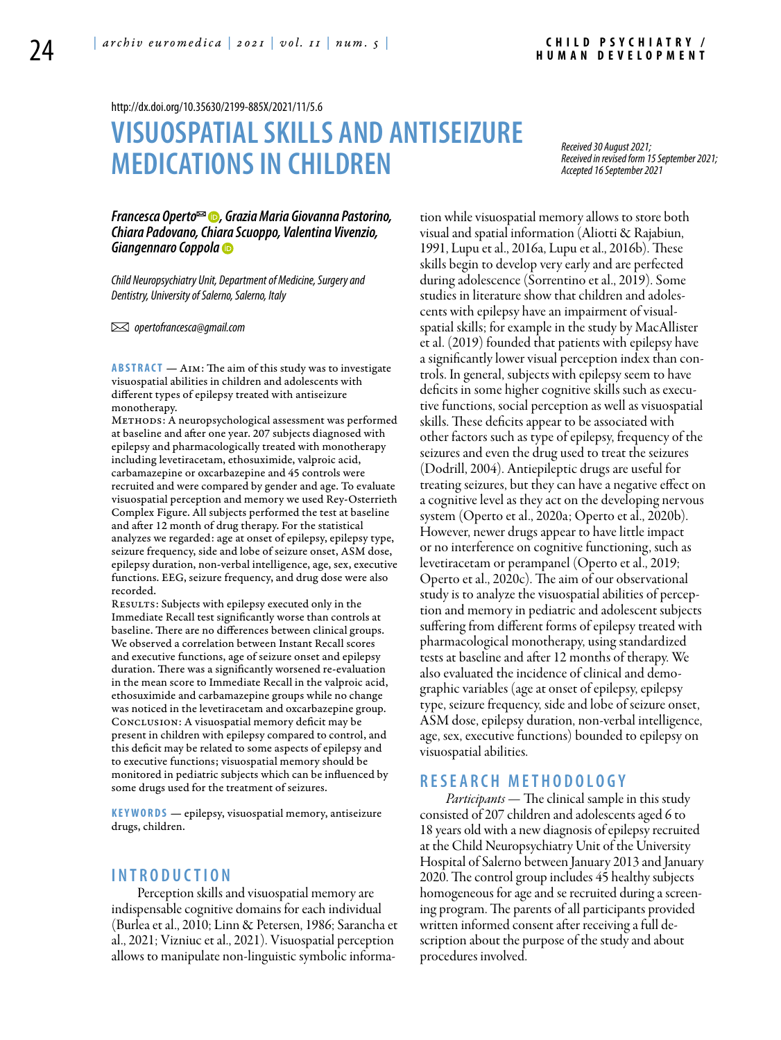http://dx.doi.org/10.35630/2199-885X/2021/11/5.6

# VISUOSPATIAL SKILLS AND ANTISEIZURE MEDICATIONS IN CHILDREN

*Received 30 August 2021; Received in revised form 15 September 2021; Accepted 16 September 2021*

***Francesca Operto✉, Grazia Maria Giovanna Pastorino, Chiara Padovano, Chiara Scuoppo, Valentina Vivenzio, Giangennaro Coppola***

*Child Neuropsychiatry Unit, Department of Medicine, Surgery and Dentistry, University of Salerno, Salerno, Italy*

✉ *opertofrancesca@gmail.com*

**ABSTRACT** — Aim: The aim of this study was to investigate visuospatial abilities in children and adolescents with different types of epilepsy treated with antiseizure monotherapy.

Methods: A neuropsychological assessment was performed at baseline and after one year. 207 subjects diagnosed with epilepsy and pharmacologically treated with monotherapy including levetiracetam, ethosuximide, valproic acid, carbamazepine or oxcarbazepine and 45 controls were recruited and were compared by gender and age. To evaluate visuospatial perception and memory we used Rey-Osterrieth Complex Figure. All subjects performed the test at baseline and after 12 month of drug therapy. For the statistical analyzes we regarded: age at onset of epilepsy, epilepsy type, seizure frequency, side and lobe of seizure onset, ASM dose, epilepsy duration, non-verbal intelligence, age, sex, executive functions. EEG, seizure frequency, and drug dose were also recorded.

Results: Subjects with epilepsy executed only in the Immediate Recall test significantly worse than controls at baseline. There are no differences between clinical groups. We observed a correlation between Instant Recall scores and executive functions, age of seizure onset and epilepsy duration. There was a significantly worsened re-evaluation in the mean score to Immediate Recall in the valproic acid, ethosuximide and carbamazepine groups while no change was noticed in the levetiracetam and oxcarbazepine group.

Conclusion: A visuospatial memory deficit may be present in children with epilepsy compared to control, and this deficit may be related to some aspects of epilepsy and to executive functions; visuospatial memory should be monitored in pediatric subjects which can be influenced by some drugs used for the treatment of seizures.

**KEYWORDS** — epilepsy, visuospatial memory, antiseizure drugs, children.

## INTRODUCTION

Perception skills and visuospatial memory are indispensable cognitive domains for each individual (Burlea et al., 2010; Linn & Petersen, 1986; Sarancha et al., 2021; Vizniuc et al., 2021). Visuospatial perception allows to manipulate non-linguistic symbolic information while visuospatial memory allows to store both visual and spatial information (Aliotti & Rajabiun, 1991, Lupu et al., 2016a, Lupu et al., 2016b). These skills begin to develop very early and are perfected during adolescence (Sorrentino et al., 2019). Some studies in literature show that children and adolescents with epilepsy have an impairment of visual-spatial skills; for example in the study by MacAllister et al. (2019) founded that patients with epilepsy have a significantly lower visual perception index than controls. In general, subjects with epilepsy seem to have deficits in some higher cognitive skills such as executive functions, social perception as well as visuospatial skills. These deficits appear to be associated with other factors such as type of epilepsy, frequency of the seizures and even the drug used to treat the seizures (Dodrill, 2004). Antiepileptic drugs are useful for treating seizures, but they can have a negative effect on a cognitive level as they act on the developing nervous system (Operto et al., 2020a; Operto et al., 2020b). However, newer drugs appear to have little impact or no interference on cognitive functioning, such as levetiracetam or perampanel (Operto et al., 2019; Operto et al., 2020c). The aim of our observational study is to analyze the visuospatial abilities of perception and memory in pediatric and adolescent subjects suffering from different forms of epilepsy treated with pharmacological monotherapy, using standardized tests at baseline and after 12 months of therapy. We also evaluated the incidence of clinical and demographic variables (age at onset of epilepsy, epilepsy type, seizure frequency, side and lobe of seizure onset, ASM dose, epilepsy duration, non-verbal intelligence, age, sex, executive functions) bounded to epilepsy on visuospatial abilities.

## RESEARCH METHODOLOGY

*Participants* — The clinical sample in this study consisted of 207 children and adolescents aged 6 to 18 years old with a new diagnosis of epilepsy recruited at the Child Neuropsychiatry Unit of the University Hospital of Salerno between January 2013 and January 2020. The control group includes 45 healthy subjects homogeneous for age and se recruited during a screening program. The parents of all participants provided written informed consent after receiving a full description about the purpose of the study and about procedures involved.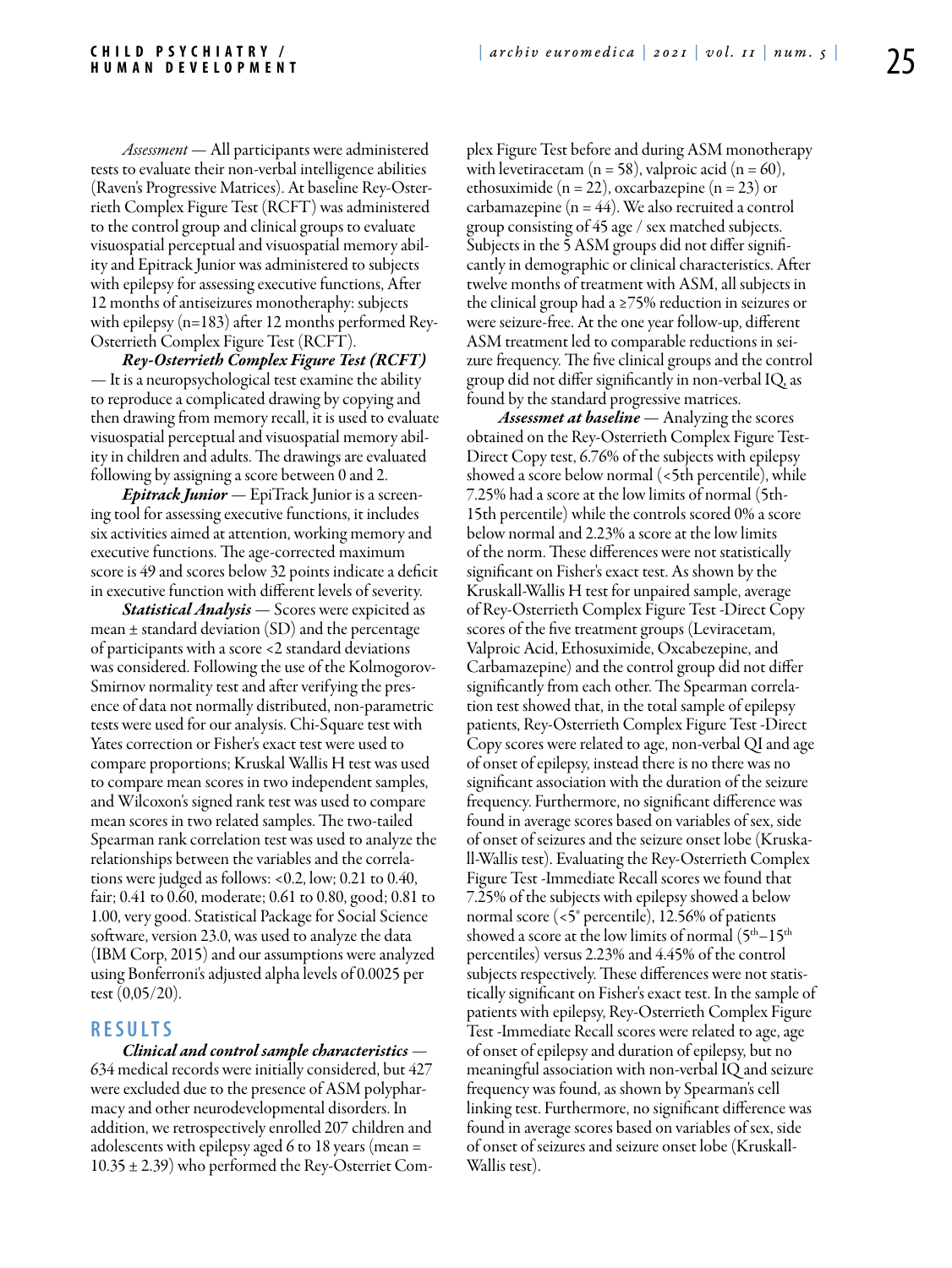*Assessment* — All participants were administered tests to evaluate their non-verbal intelligence abilities (Raven's Progressive Matrices). At baseline Rey-Osterrieth Complex Figure Test (RCFT) was administered to the control group and clinical groups to evaluate visuospatial perceptual and visuospatial memory ability and Epitrack Junior was administered to subjects with epilepsy for assessing executive functions, After 12 months of antiseizures monotheraphy: subjects with epilepsy (n=183) after 12 months performed Rey-Osterrieth Complex Figure Test (RCFT).

***Rey-Osterrieth Complex Figure Test (RCFT)*** — It is a neuropsychological test examine the ability to reproduce a complicated drawing by copying and then drawing from memory recall, it is used to evaluate visuospatial perceptual and visuospatial memory ability in children and adults. The drawings are evaluated following by assigning a score between 0 and 2.

***Epitrack Junior*** — EpiTrack Junior is a screening tool for assessing executive functions, it includes six activities aimed at attention, working memory and executive functions. The age-corrected maximum score is 49 and scores below 32 points indicate a deficit in executive function with different levels of severity.

***Statistical Analysis*** — Scores were expicited as mean ± standard deviation (SD) and the percentage of participants with a score <2 standard deviations was considered. Following the use of the Kolmogorov-Smirnov normality test and after verifying the presence of data not normally distributed, non-parametric tests were used for our analysis. Chi-Square test with Yates correction or Fisher's exact test were used to compare proportions; Kruskal Wallis H test was used to compare mean scores in two independent samples, and Wilcoxon's signed rank test was used to compare mean scores in two related samples. The two-tailed Spearman rank correlation test was used to analyze the relationships between the variables and the correlations were judged as follows: <0.2, low; 0.21 to 0.40, fair; 0.41 to 0.60, moderate; 0.61 to 0.80, good; 0.81 to 1.00, very good. Statistical Package for Social Science software, version 23.0, was used to analyze the data (IBM Corp, 2015) and our assumptions were analyzed using Bonferroni's adjusted alpha levels of 0.0025 per test (0,05/20).

## RESULTS

***Clinical and control sample characteristics*** — 634 medical records were initially considered, but 427 were excluded due to the presence of ASM polypharmacy and other neurodevelopmental disorders. In addition, we retrospectively enrolled 207 children and adolescents with epilepsy aged 6 to 18 years (mean = 10.35 ± 2.39) who performed the Rey-Osterriet Complex Figure Test before and during ASM monotherapy with levetiracetam (n = 58), valproic acid (n = 60), ethosuximide (n = 22), oxcarbazepine (n = 23) or carbamazepine (n = 44). We also recruited a control group consisting of 45 age / sex matched subjects. Subjects in the 5 ASM groups did not differ significantly in demographic or clinical characteristics. After twelve months of treatment with ASM, all subjects in the clinical group had a ≥75% reduction in seizures or were seizure-free. At the one year follow-up, different ASM treatment led to comparable reductions in seizure frequency. The five clinical groups and the control group did not differ significantly in non-verbal IQ, as found by the standard progressive matrices.

***Assessmet at baseline*** — Analyzing the scores obtained on the Rey-Osterrieth Complex Figure Test-Direct Copy test, 6.76% of the subjects with epilepsy showed a score below normal (<5th percentile), while 7.25% had a score at the low limits of normal (5th-15th percentile) while the controls scored 0% a score below normal and 2.23% a score at the low limits of the norm. These differences were not statistically significant on Fisher's exact test. As shown by the Kruskall-Wallis H test for unpaired sample, average of Rey-Osterrieth Complex Figure Test -Direct Copy scores of the five treatment groups (Leviracetam, Valproic Acid, Ethosuximide, Oxcabezepine, and Carbamazepine) and the control group did not differ significantly from each other. The Spearman correlation test showed that, in the total sample of epilepsy patients, Rey-Osterrieth Complex Figure Test -Direct Copy scores were related to age, non-verbal QI and age of onset of epilepsy, instead there is no there was no significant association with the duration of the seizure frequency. Furthermore, no significant difference was found in average scores based on variables of sex, side of onset of seizures and the seizure onset lobe (Kruskall-Wallis test). Evaluating the Rey-Osterrieth Complex Figure Test -Immediate Recall scores we found that 7.25% of the subjects with epilepsy showed a below normal score (<5° percentile), 12.56% of patients showed a score at the low limits of normal ($5^{th}$–$15^{th}$ percentiles) versus 2.23% and 4.45% of the control subjects respectively. These differences were not statistically significant on Fisher's exact test. In the sample of patients with epilepsy, Rey-Osterrieth Complex Figure Test -Immediate Recall scores were related to age, age of onset of epilepsy and duration of epilepsy, but no meaningful association with non-verbal IQ and seizure frequency was found, as shown by Spearman's cell linking test. Furthermore, no significant difference was found in average scores based on variables of sex, side of onset of seizures and seizure onset lobe (Kruskall-Wallis test).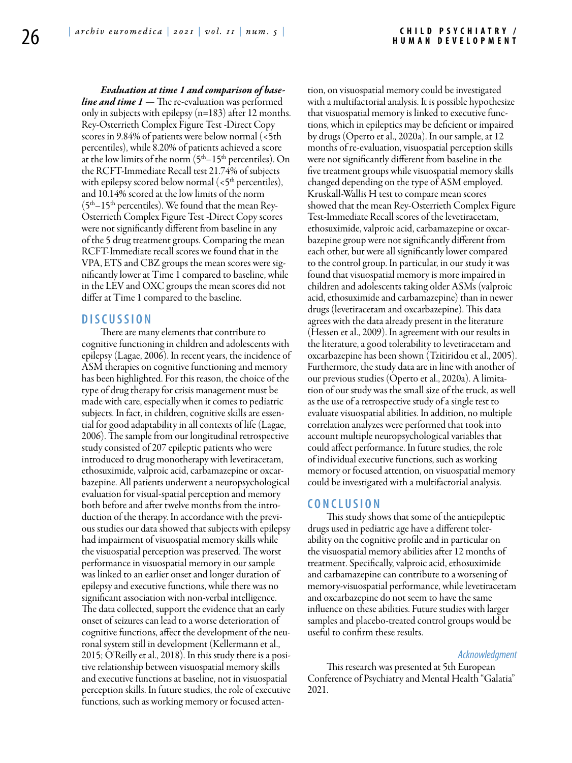***Evaluation at time 1 and comparison of baseline and time 1*** — The re-evaluation was performed only in subjects with epilepsy (n=183) after 12 months. Rey-Osterrieth Complex Figure Test -Direct Copy scores in 9.84% of patients were below normal (<5th percentiles), while 8.20% of patients achieved a score at the low limits of the norm (5th–15th percentiles). On the RCFT-Immediate Recall test 21.74% of subjects with epilepsy scored below normal (<5th percentiles), and 10.14% scored at the low limits of the norm (5th–15th percentiles). We found that the mean Rey-Osterrieth Complex Figure Test -Direct Copy scores were not significantly different from baseline in any of the 5 drug treatment groups. Comparing the mean RCFT-Immediate recall scores we found that in the VPA, ETS and CBZ groups the mean scores were significantly lower at Time 1 compared to baseline, while in the LEV and OXC groups the mean scores did not differ at Time 1 compared to the baseline.

## DISCUSSION

There are many elements that contribute to cognitive functioning in children and adolescents with epilepsy (Lagae, 2006). In recent years, the incidence of ASM therapies on cognitive functioning and memory has been highlighted. For this reason, the choice of the type of drug therapy for crisis management must be made with care, especially when it comes to pediatric subjects. In fact, in children, cognitive skills are essential for good adaptability in all contexts of life (Lagae, 2006). The sample from our longitudinal retrospective study consisted of 207 epileptic patients who were introduced to drug monotherapy with levetiracetam, ethosuximide, valproic acid, carbamazepine or oxcarbazepine. All patients underwent a neuropsychological evaluation for visual-spatial perception and memory both before and after twelve months from the introduction of the therapy. In accordance with the previous studies our data showed that subjects with epilepsy had impairment of visuospatial memory skills while the visuospatial perception was preserved. The worst performance in visuospatial memory in our sample was linked to an earlier onset and longer duration of epilepsy and executive functions, while there was no significant association with non-verbal intelligence. The data collected, support the evidence that an early onset of seizures can lead to a worse deterioration of cognitive functions, affect the development of the neuronal system still in development (Kellermann et al., 2015; O'Reilly et al., 2018). In this study there is a positive relationship between visuospatial memory skills and executive functions at baseline, not in visuospatial perception skills. In future studies, the role of executive functions, such as working memory or focused attention, on visuospatial memory could be investigated with a multifactorial analysis. It is possible hypothesize that visuospatial memory is linked to executive functions, which in epileptics may be deficient or impaired by drugs (Operto et al., 2020a). In our sample, at 12 months of re-evaluation, visuospatial perception skills were not significantly different from baseline in the five treatment groups while visuospatial memory skills changed depending on the type of ASM employed. Kruskall-Wallis H test to compare mean scores showed that the mean Rey-Osterrieth Complex Figure Test-Immediate Recall scores of the levetiracetam, ethosuximide, valproic acid, carbamazepine or oxcarbazepine group were not significantly different from each other, but were all significantly lower compared to the control group. In particular, in our study it was found that visuospatial memory is more impaired in children and adolescents taking older ASMs (valproic acid, ethosuximide and carbamazepine) than in newer drugs (levetiracetam and oxcarbazepine). This data agrees with the data already present in the literature (Hessen et al., 2009). In agreement with our results in the literature, a good tolerability to levetiracetam and oxcarbazepine has been shown (Tzitiridou et al., 2005). Furthermore, the study data are in line with another of our previous studies (Operto et al., 2020a). A limitation of our study was the small size of the truck, as well as the use of a retrospective study of a single test to evaluate visuospatial abilities. In addition, no multiple correlation analyzes were performed that took into account multiple neuropsychological variables that could affect performance. In future studies, the role of individual executive functions, such as working memory or focused attention, on visuospatial memory could be investigated with a multifactorial analysis.

## CONCLUSION

This study shows that some of the antiepileptic drugs used in pediatric age have a different tolerability on the cognitive profile and in particular on the visuospatial memory abilities after 12 months of treatment. Specifically, valproic acid, ethosuximide and carbamazepine can contribute to a worsening of memory-visuospatial performance, while levetiracetam and oxcarbazepine do not seem to have the same influence on these abilities. Future studies with larger samples and placebo-treated control groups would be useful to confirm these results.

### *Acknowledgment*

This research was presented at 5th European Conference of Psychiatry and Mental Health "Galatia" 2021.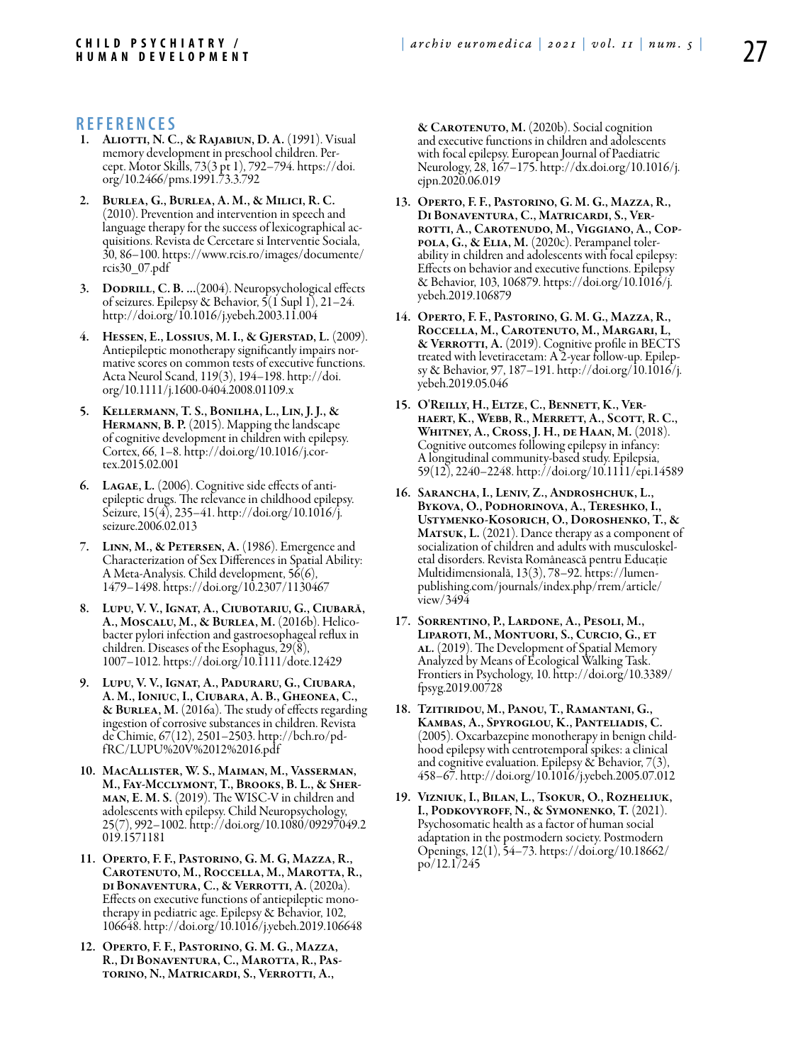## REFERENCES

1. **Aliotti, N. C., & Rajabiun, D. A.** (1991). Visual memory development in preschool children. Percept. Motor Skills, 73(3 pt 1), 792–794. https://doi.org/10.2466/pms.1991.73.3.792

2. **Burlea, G., Burlea, A. M., & Milici, R. C.** (2010). Prevention and intervention in speech and language therapy for the success of lexicographical acquisitions. Revista de Cercetare si Interventie Sociala, 30, 86–100. https://www.rcis.ro/images/documente/rcis30_07.pdf

3. **Dodrill, C. B. ...**(2004). Neuropsychological effects of seizures. Epilepsy & Behavior, 5(1 Supl 1), 21–24. http://doi.org/10.1016/j.yebeh.2003.11.004

4. **Hessen, E., Lossius, M. I., & Gjerstad, L.** (2009). Antiepileptic monotherapy significantly impairs normative scores on common tests of executive functions. Acta Neurol Scand, 119(3), 194–198. http://doi.org/10.1111/j.1600-0404.2008.01109.x

5. **Kellermann, T. S., Bonilha, L., Lin, J. J., & Hermann, B. P.** (2015). Mapping the landscape of cognitive development in children with epilepsy. Cortex, 66, 1–8. http://doi.org/10.1016/j.cortex.2015.02.001

6. **Lagae, L.** (2006). Cognitive side effects of antiepileptic drugs. The relevance in childhood epilepsy. Seizure, 15(4), 235–41. http://doi.org/10.1016/j.seizure.2006.02.013

7. **Linn, M., & Petersen, A.** (1986). Emergence and Characterization of Sex Differences in Spatial Ability: A Meta-Analysis. Child development, 56(6), 1479–1498. https://doi.org/10.2307/1130467

8. **Lupu, V. V., Ignat, A., Ciubotariu, G., Ciubară, A., Moscalu, M., & Burlea, M.** (2016b). Helicobacter pylori infection and gastroesophageal reflux in children. Diseases of the Esophagus, 29(8), 1007–1012. https://doi.org/10.1111/dote.12429

9. **Lupu, V. V., Ignat, A., Paduraru, G., Ciubara, A. M., Ioniuc, I., Ciubara, A. B., Gheonea, C., & Burlea, M.** (2016a). The study of effects regarding ingestion of corrosive substances in children. Revista de Chimie, 67(12), 2501–2503. http://bch.ro/pdfRC/LUPU%20V%2012%2016.pdf

10. **MacAllister, W. S., Maiman, M., Vasserman, M., Fay-Mcclymont, T., Brooks, B. L., & Sherman, E. M. S.** (2019). The WISC-V in children and adolescents with epilepsy. Child Neuropsychology, 25(7), 992–1002. http://doi.org/10.1080/09297049.2019.1571181

11. **Operto, F. F., Pastorino, G. M. G, Mazza, R., Carotenuto, M., Roccella, M., Marotta, R., di Bonaventura, C., & Verrotti, A.** (2020a). Effects on executive functions of antiepileptic monotherapy in pediatric age. Epilepsy & Behavior, 102, 106648. http://doi.org/10.1016/j.yebeh.2019.106648

12. **Operto, F. F., Pastorino, G. M. G., Mazza, R., Di Bonaventura, C., Marotta, R., Pastorino, N., Matricardi, S., Verrotti, A., & Carotenuto, M.** (2020b). Social cognition and executive functions in children and adolescents with focal epilepsy. European Journal of Paediatric Neurology, 28, 167–175. http://dx.doi.org/10.1016/j.ejpn.2020.06.019

13. **Operto, F. F., Pastorino, G. M. G., Mazza, R., Di Bonaventura, C., Matricardi, S., Verrotti, A., Carotenudo, M., Viggiano, A., Coppola, G., & Elia, M.** (2020c). Perampanel tolerability in children and adolescents with focal epilepsy: Effects on behavior and executive functions. Epilepsy & Behavior, 103, 106879. https://doi.org/10.1016/j.yebeh.2019.106879

14. **Operto, F. F., Pastorino, G. M. G., Mazza, R., Roccella, M., Carotenuto, M., Margari, L, & Verrotti, A.** (2019). Cognitive profile in BECTS treated with levetiracetam: A 2-year follow-up. Epilepsy & Behavior, 97, 187–191. http://doi.org/10.1016/j.yebeh.2019.05.046

15. **O'Reilly, H., Eltze, C., Bennett, K., Verhaert, K., Webb, R., Merrett, A., Scott, R. C., Whitney, A., Cross, J. H., de Haan, M.** (2018). Cognitive outcomes following epilepsy in infancy: A longitudinal community-based study. Epilepsia, 59(12), 2240–2248. http://doi.org/10.1111/epi.14589

16. **Sarancha, I., Leniv, Z., Androshchuk, L., Bykova, O., Podhorinova, A., Tereshko, I., Ustymenko-Kosorich, O., Doroshenko, T., & Matsuk, L.** (2021). Dance therapy as a component of socialization of children and adults with musculoskeletal disorders. Revista Românească pentru Educație Multidimensională, 13(3), 78–92. https://lumenpublishing.com/journals/index.php/rrem/article/view/3494

17. **Sorrentino, P., Lardone, A., Pesoli, M., Liparoti, M., Montuori, S., Curcio, G., et al.** (2019). The Development of Spatial Memory Analyzed by Means of Ecological Walking Task. Frontiers in Psychology, 10. http://doi.org/10.3389/fpsyg.2019.00728

18. **Tzitiridou, M., Panou, T., Ramantani, G., Kambas, A., Spyroglou, K., Panteliadis, C.** (2005). Oxcarbazepine monotherapy in benign childhood epilepsy with centrotemporal spikes: a clinical and cognitive evaluation. Epilepsy & Behavior, 7(3), 458–67. http://doi.org/10.1016/j.yebeh.2005.07.012

19. **Vizniuk, I., Bilan, L., Tsokur, O., Rozheliuk, I., Podkovyroff, N., & Symonenko, T.** (2021). Psychosomatic health as a factor of human social adaptation in the postmodern society. Postmodern Openings, 12(1), 54–73. https://doi.org/10.18662/po/12.1/245